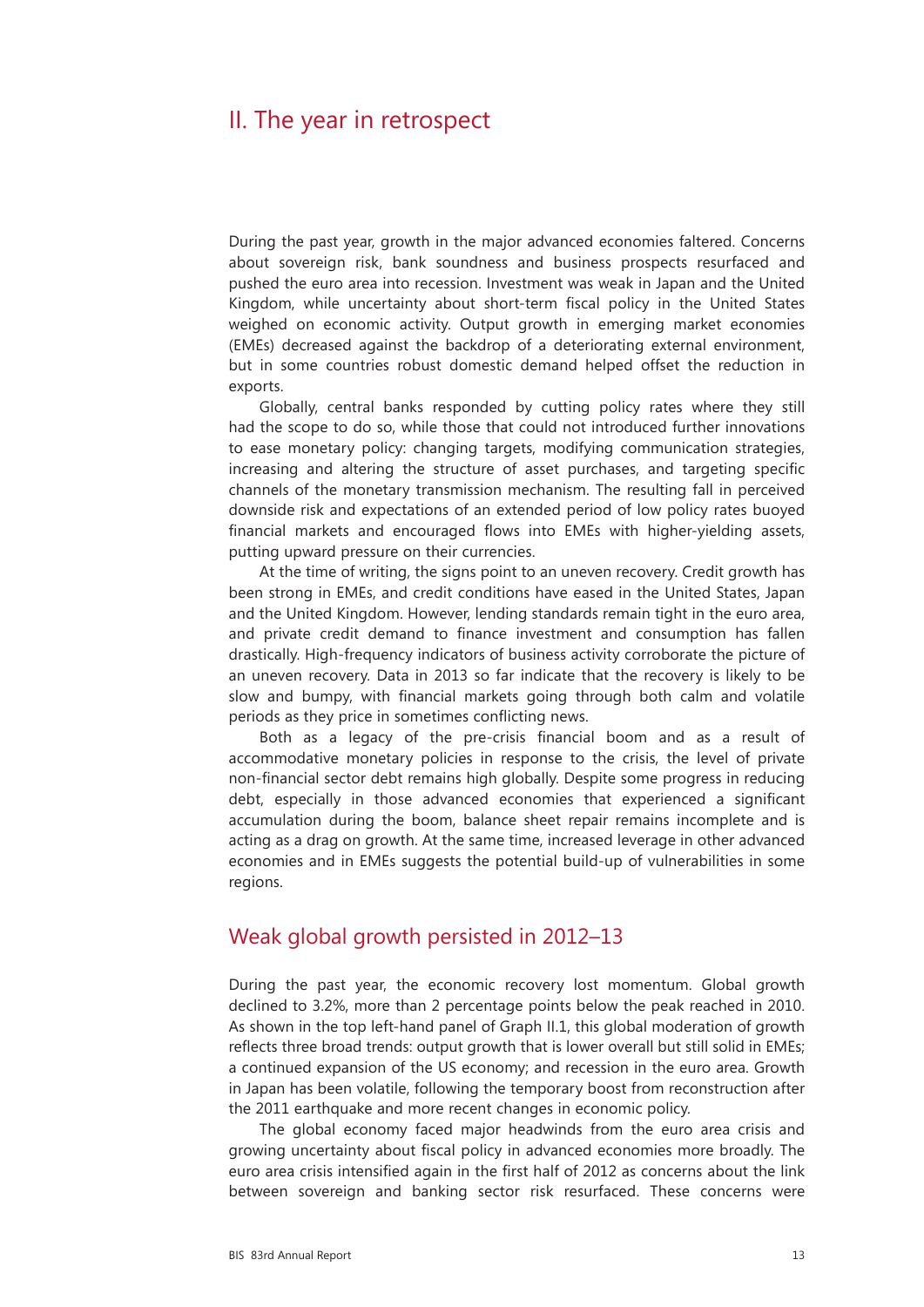# II. The year in retrospect

During the past year, growth in the major advanced economies faltered. Concerns about sovereign risk, bank soundness and business prospects resurfaced and pushed the euro area into recession. Investment was weak in Japan and the United Kingdom, while uncertainty about short-term fiscal policy in the United States weighed on economic activity. Output growth in emerging market economies (EMEs) decreased against the backdrop of a deteriorating external environment, but in some countries robust domestic demand helped offset the reduction in exports.

Globally, central banks responded by cutting policy rates where they still had the scope to do so, while those that could not introduced further innovations to ease monetary policy: changing targets, modifying communication strategies, increasing and altering the structure of asset purchases, and targeting specific channels of the monetary transmission mechanism. The resulting fall in perceived downside risk and expectations of an extended period of low policy rates buoyed financial markets and encouraged flows into EMEs with higher-yielding assets, putting upward pressure on their currencies.

At the time of writing, the signs point to an uneven recovery. Credit growth has been strong in EMEs, and credit conditions have eased in the United States, Japan and the United Kingdom. However, lending standards remain tight in the euro area, and private credit demand to finance investment and consumption has fallen drastically. High-frequency indicators of business activity corroborate the picture of an uneven recovery. Data in 2013 so far indicate that the recovery is likely to be slow and bumpy, with financial markets going through both calm and volatile periods as they price in sometimes conflicting news.

Both as a legacy of the pre-crisis financial boom and as a result of accommodative monetary policies in response to the crisis, the level of private non-financial sector debt remains high globally. Despite some progress in reducing debt, especially in those advanced economies that experienced a significant accumulation during the boom, balance sheet repair remains incomplete and is acting as a drag on growth. At the same time, increased leverage in other advanced economies and in EMEs suggests the potential build-up of vulnerabilities in some regions.

## Weak global growth persisted in 2012–13

During the past year, the economic recovery lost momentum. Global growth declined to 3.2%, more than 2 percentage points below the peak reached in 2010. As shown in the top left-hand panel of Graph II.1, this global moderation of growth reflects three broad trends: output growth that is lower overall but still solid in EMEs; a continued expansion of the US economy; and recession in the euro area. Growth in Japan has been volatile, following the temporary boost from reconstruction after the 2011 earthquake and more recent changes in economic policy.

The global economy faced major headwinds from the euro area crisis and growing uncertainty about fiscal policy in advanced economies more broadly. The euro area crisis intensified again in the first half of 2012 as concerns about the link between sovereign and banking sector risk resurfaced. These concerns were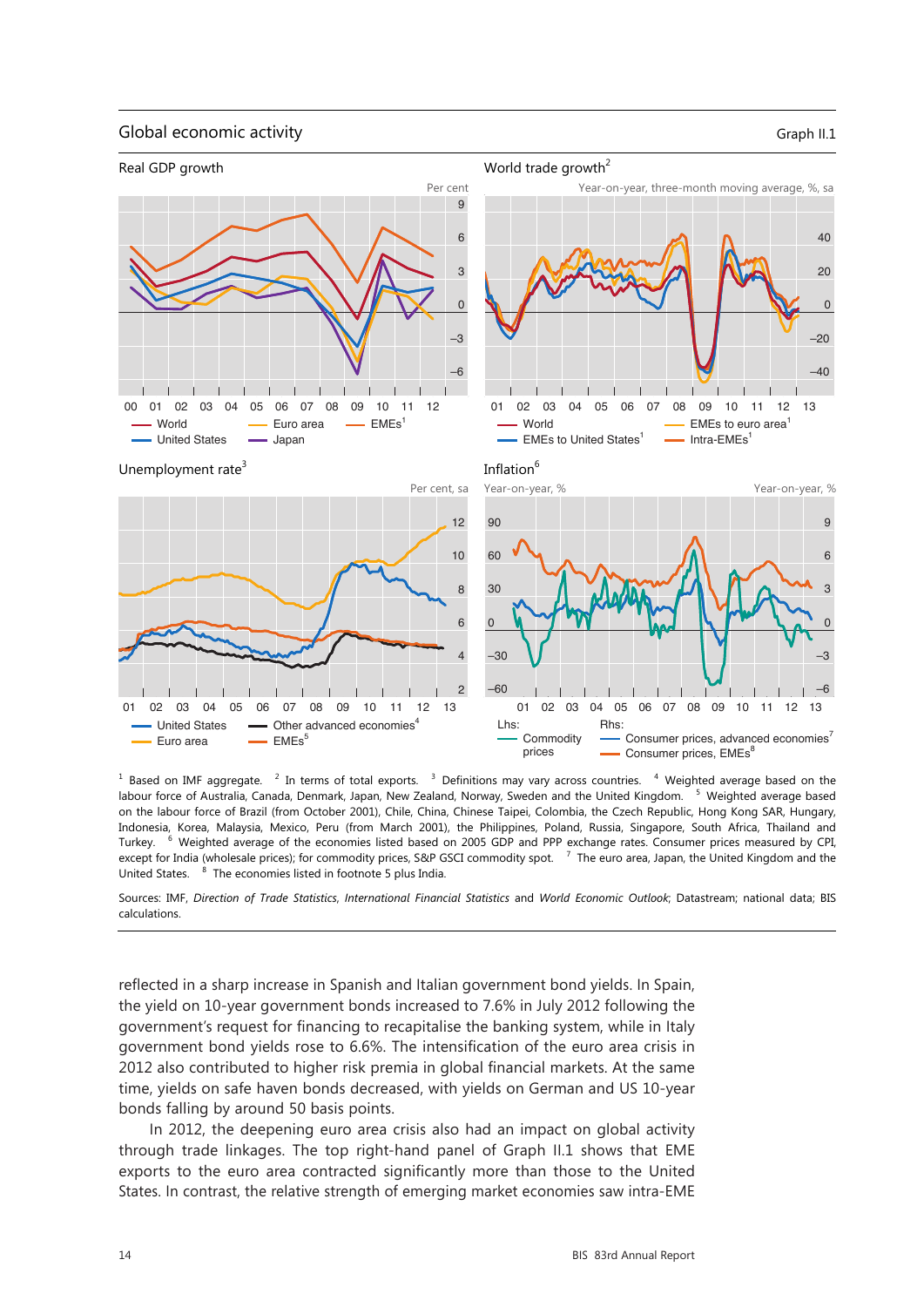## Global economic activity

Graph II.1

Real GDP growth — Per cent

World trade growth[2] — Year-on-year, three-month moving average, %, sa

Unemployment rate[3] — Per cent, sa

Inflation[6] — Year-on-year, %

Real GDP growth: World; United States; Euro area; Japan; EMEs[1]

World trade growth: World; EMEs to United States[1]; EMEs to euro area[1]; Intra-EMEs[1]

Unemployment rate: United States; Euro area; Other advanced economies[4]; EMEs[5]

Inflation: Lhs: Commodity prices; Rhs: Consumer prices, advanced economies[7]; Consumer prices, EMEs[8]

[1] Based on IMF aggregate. [2] In terms of total exports. [3] Definitions may vary across countries. [4] Weighted average based on the labour force of Australia, Canada, Denmark, Japan, New Zealand, Norway, Sweden and the United Kingdom. [5] Weighted average based on the labour force of Brazil (from October 2001), Chile, China, Chinese Taipei, Colombia, the Czech Republic, Hong Kong SAR, Hungary, Indonesia, Korea, Malaysia, Mexico, Peru (from March 2001), the Philippines, Poland, Russia, Singapore, South Africa, Thailand and Turkey. [6] Weighted average of the economies listed based on 2005 GDP and PPP exchange rates. Consumer prices measured by CPI, except for India (wholesale prices); for commodity prices, S&P GSCI commodity spot. [7] The euro area, Japan, the United Kingdom and the United States. [8] The economies listed in footnote 5 plus India.

Sources: IMF, *Direction of Trade Statistics*, *International Financial Statistics* and *World Economic Outlook*; Datastream; national data; BIS calculations.

reflected in a sharp increase in Spanish and Italian government bond yields. In Spain, the yield on 10-year government bonds increased to 7.6% in July 2012 following the government's request for financing to recapitalise the banking system, while in Italy government bond yields rose to 6.6%. The intensification of the euro area crisis in 2012 also contributed to higher risk premia in global financial markets. At the same time, yields on safe haven bonds decreased, with yields on German and US 10-year bonds falling by around 50 basis points.

In 2012, the deepening euro area crisis also had an impact on global activity through trade linkages. The top right-hand panel of Graph II.1 shows that EME exports to the euro area contracted significantly more than those to the United States. In contrast, the relative strength of emerging market economies saw intra-EME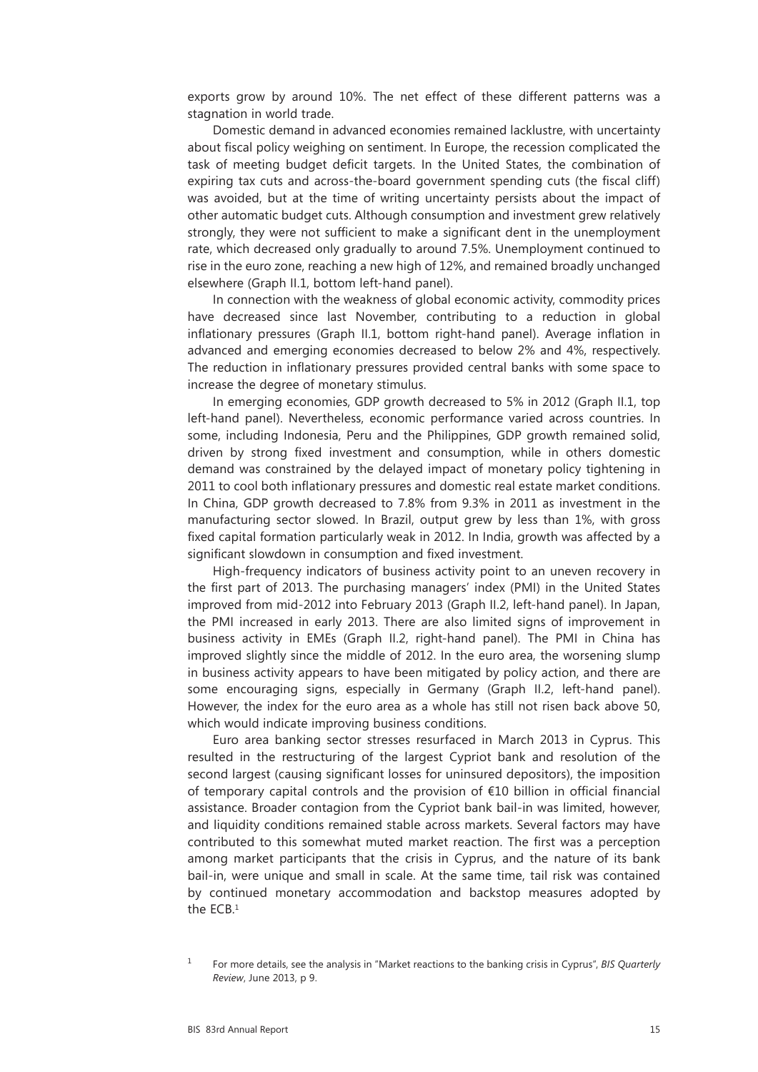exports grow by around 10%. The net effect of these different patterns was a stagnation in world trade.

Domestic demand in advanced economies remained lacklustre, with uncertainty about fiscal policy weighing on sentiment. In Europe, the recession complicated the task of meeting budget deficit targets. In the United States, the combination of expiring tax cuts and across-the-board government spending cuts (the fiscal cliff) was avoided, but at the time of writing uncertainty persists about the impact of other automatic budget cuts. Although consumption and investment grew relatively strongly, they were not sufficient to make a significant dent in the unemployment rate, which decreased only gradually to around 7.5%. Unemployment continued to rise in the euro zone, reaching a new high of 12%, and remained broadly unchanged elsewhere (Graph II.1, bottom left-hand panel).

In connection with the weakness of global economic activity, commodity prices have decreased since last November, contributing to a reduction in global inflationary pressures (Graph II.1, bottom right-hand panel). Average inflation in advanced and emerging economies decreased to below 2% and 4%, respectively. The reduction in inflationary pressures provided central banks with some space to increase the degree of monetary stimulus.

In emerging economies, GDP growth decreased to 5% in 2012 (Graph II.1, top left-hand panel). Nevertheless, economic performance varied across countries. In some, including Indonesia, Peru and the Philippines, GDP growth remained solid, driven by strong fixed investment and consumption, while in others domestic demand was constrained by the delayed impact of monetary policy tightening in 2011 to cool both inflationary pressures and domestic real estate market conditions. In China, GDP growth decreased to 7.8% from 9.3% in 2011 as investment in the manufacturing sector slowed. In Brazil, output grew by less than 1%, with gross fixed capital formation particularly weak in 2012. In India, growth was affected by a significant slowdown in consumption and fixed investment.

High-frequency indicators of business activity point to an uneven recovery in the first part of 2013. The purchasing managers' index (PMI) in the United States improved from mid-2012 into February 2013 (Graph II.2, left-hand panel). In Japan, the PMI increased in early 2013. There are also limited signs of improvement in business activity in EMEs (Graph II.2, right-hand panel). The PMI in China has improved slightly since the middle of 2012. In the euro area, the worsening slump in business activity appears to have been mitigated by policy action, and there are some encouraging signs, especially in Germany (Graph II.2, left-hand panel). However, the index for the euro area as a whole has still not risen back above 50, which would indicate improving business conditions.

Euro area banking sector stresses resurfaced in March 2013 in Cyprus. This resulted in the restructuring of the largest Cypriot bank and resolution of the second largest (causing significant losses for uninsured depositors), the imposition of temporary capital controls and the provision of €10 billion in official financial assistance. Broader contagion from the Cypriot bank bail-in was limited, however, and liquidity conditions remained stable across markets. Several factors may have contributed to this somewhat muted market reaction. The first was a perception among market participants that the crisis in Cyprus, and the nature of its bank bail-in, were unique and small in scale. At the same time, tail risk was contained by continued monetary accommodation and backstop measures adopted by the ECB.[1]

[1] For more details, see the analysis in "Market reactions to the banking crisis in Cyprus", *BIS Quarterly Review*, June 2013, p 9.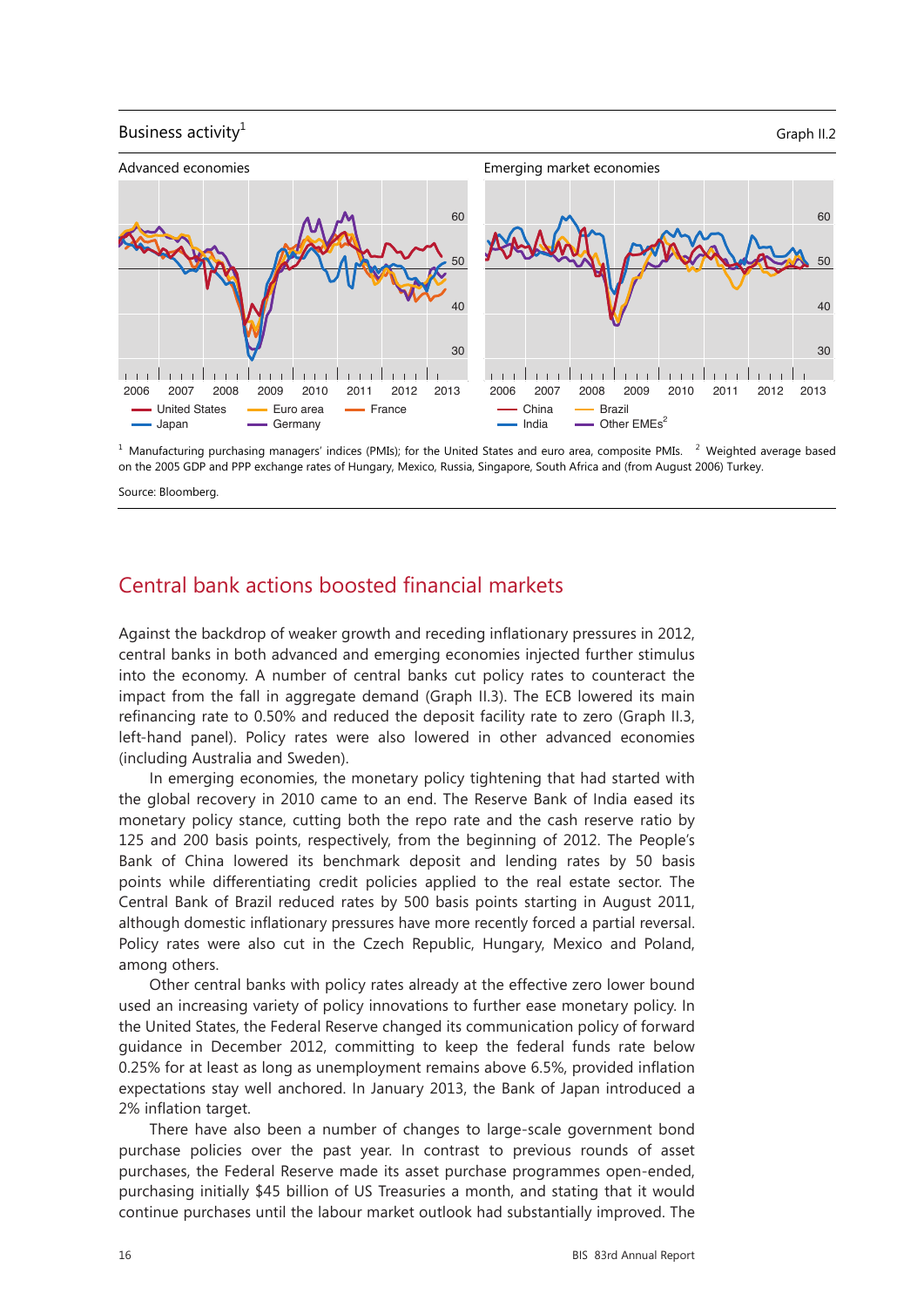Business activity[1] — Graph II.2

Advanced economies | Emerging market economies

[1] Manufacturing purchasing managers' indices (PMIs); for the United States and euro area, composite PMIs. [2] Weighted average based on the 2005 GDP and PPP exchange rates of Hungary, Mexico, Russia, Singapore, South Africa and (from August 2006) Turkey.

Source: Bloomberg.

## Central bank actions boosted financial markets

Against the backdrop of weaker growth and receding inflationary pressures in 2012, central banks in both advanced and emerging economies injected further stimulus into the economy. A number of central banks cut policy rates to counteract the impact from the fall in aggregate demand (Graph II.3). The ECB lowered its main refinancing rate to 0.50% and reduced the deposit facility rate to zero (Graph II.3, left-hand panel). Policy rates were also lowered in other advanced economies (including Australia and Sweden).

In emerging economies, the monetary policy tightening that had started with the global recovery in 2010 came to an end. The Reserve Bank of India eased its monetary policy stance, cutting both the repo rate and the cash reserve ratio by 125 and 200 basis points, respectively, from the beginning of 2012. The People's Bank of China lowered its benchmark deposit and lending rates by 50 basis points while differentiating credit policies applied to the real estate sector. The Central Bank of Brazil reduced rates by 500 basis points starting in August 2011, although domestic inflationary pressures have more recently forced a partial reversal. Policy rates were also cut in the Czech Republic, Hungary, Mexico and Poland, among others.

Other central banks with policy rates already at the effective zero lower bound used an increasing variety of policy innovations to further ease monetary policy. In the United States, the Federal Reserve changed its communication policy of forward guidance in December 2012, committing to keep the federal funds rate below 0.25% for at least as long as unemployment remains above 6.5%, provided inflation expectations stay well anchored. In January 2013, the Bank of Japan introduced a 2% inflation target.

There have also been a number of changes to large-scale government bond purchase policies over the past year. In contrast to previous rounds of asset purchases, the Federal Reserve made its asset purchase programmes open-ended, purchasing initially $45 billion of US Treasuries a month, and stating that it would continue purchases until the labour market outlook had substantially improved. The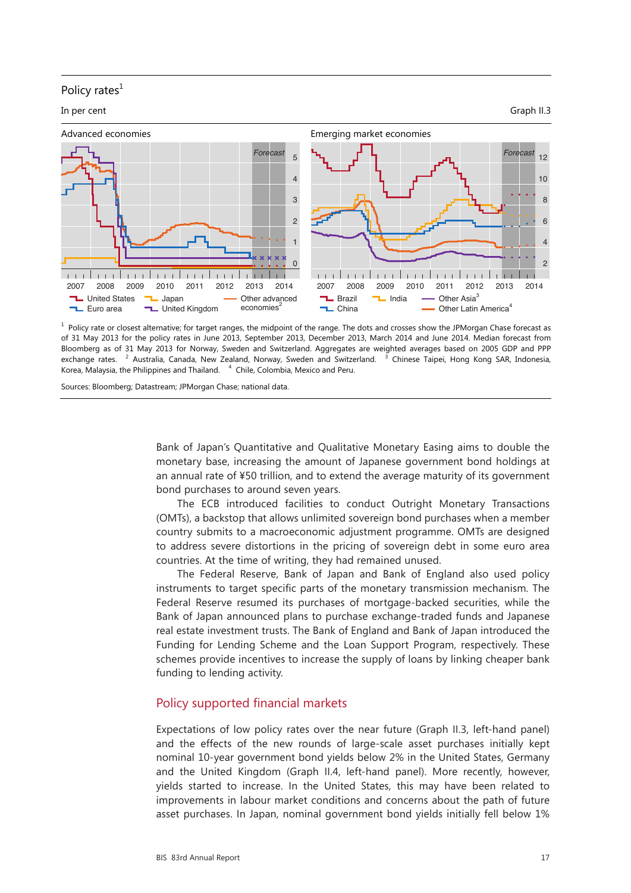Policy rates[1]

In per cent

Graph II.3

Advanced economies

Emerging market economies

[1] Policy rate or closest alternative; for target ranges, the midpoint of the range. The dots and crosses show the JPMorgan Chase forecast as of 31 May 2013 for the policy rates in June 2013, September 2013, December 2013, March 2014 and June 2014. Median forecast from Bloomberg as of 31 May 2013 for Norway, Sweden and Switzerland. Aggregates are weighted averages based on 2005 GDP and PPP exchange rates. [2] Australia, Canada, New Zealand, Norway, Sweden and Switzerland. [3] Chinese Taipei, Hong Kong SAR, Indonesia, Korea, Malaysia, the Philippines and Thailand. [4] Chile, Colombia, Mexico and Peru.

Sources: Bloomberg; Datastream; JPMorgan Chase; national data.

Bank of Japan's Quantitative and Qualitative Monetary Easing aims to double the monetary base, increasing the amount of Japanese government bond holdings at an annual rate of ¥50 trillion, and to extend the average maturity of its government bond purchases to around seven years.

The ECB introduced facilities to conduct Outright Monetary Transactions (OMTs), a backstop that allows unlimited sovereign bond purchases when a member country submits to a macroeconomic adjustment programme. OMTs are designed to address severe distortions in the pricing of sovereign debt in some euro area countries. At the time of writing, they had remained unused.

The Federal Reserve, Bank of Japan and Bank of England also used policy instruments to target specific parts of the monetary transmission mechanism. The Federal Reserve resumed its purchases of mortgage-backed securities, while the Bank of Japan announced plans to purchase exchange-traded funds and Japanese real estate investment trusts. The Bank of England and Bank of Japan introduced the Funding for Lending Scheme and the Loan Support Program, respectively. These schemes provide incentives to increase the supply of loans by linking cheaper bank funding to lending activity.

## Policy supported financial markets

Expectations of low policy rates over the near future (Graph II.3, left-hand panel) and the effects of the new rounds of large-scale asset purchases initially kept nominal 10-year government bond yields below 2% in the United States, Germany and the United Kingdom (Graph II.4, left-hand panel). More recently, however, yields started to increase. In the United States, this may have been related to improvements in labour market conditions and concerns about the path of future asset purchases. In Japan, nominal government bond yields initially fell below 1%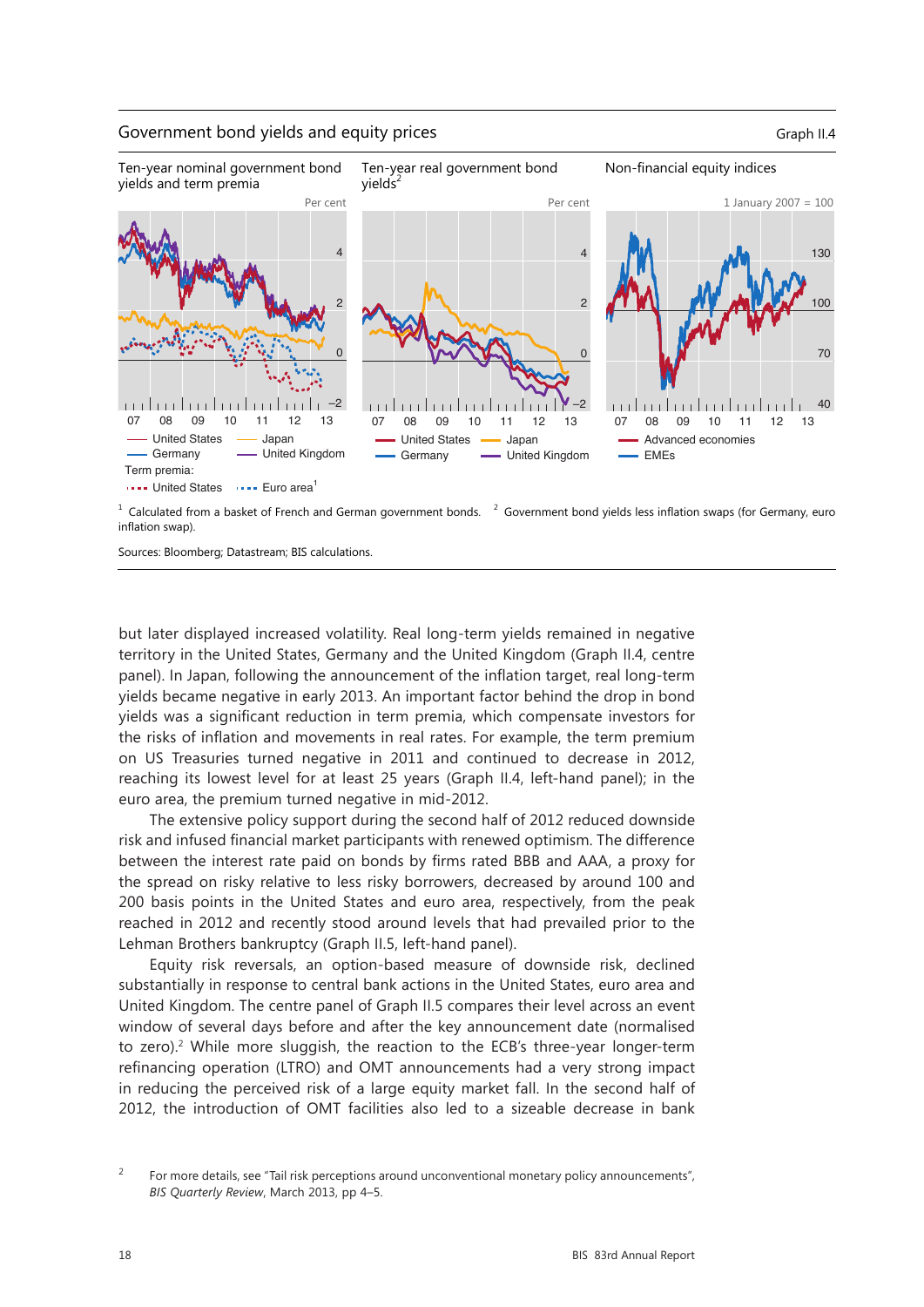Government bond yields and equity prices — Graph II.4

Ten-year nominal government bond yields and term premia (Per cent) | Ten-year real government bond yields[2] (Per cent) | Non-financial equity indices (1 January 2007 = 100)

Left panel: United States; Japan; Germany; United Kingdom. Term premia: United States; Euro area[1]

Centre panel: United States; Japan; Germany; United Kingdom

Right panel: Advanced economies; EMEs

[1] Calculated from a basket of French and German government bonds. [2] Government bond yields less inflation swaps (for Germany, euro inflation swap).

Sources: Bloomberg; Datastream; BIS calculations.

but later displayed increased volatility. Real long-term yields remained in negative territory in the United States, Germany and the United Kingdom (Graph II.4, centre panel). In Japan, following the announcement of the inflation target, real long-term yields became negative in early 2013. An important factor behind the drop in bond yields was a significant reduction in term premia, which compensate investors for the risks of inflation and movements in real rates. For example, the term premium on US Treasuries turned negative in 2011 and continued to decrease in 2012, reaching its lowest level for at least 25 years (Graph II.4, left-hand panel); in the euro area, the premium turned negative in mid-2012.

The extensive policy support during the second half of 2012 reduced downside risk and infused financial market participants with renewed optimism. The difference between the interest rate paid on bonds by firms rated BBB and AAA, a proxy for the spread on risky relative to less risky borrowers, decreased by around 100 and 200 basis points in the United States and euro area, respectively, from the peak reached in 2012 and recently stood around levels that had prevailed prior to the Lehman Brothers bankruptcy (Graph II.5, left-hand panel).

Equity risk reversals, an option-based measure of downside risk, declined substantially in response to central bank actions in the United States, euro area and United Kingdom. The centre panel of Graph II.5 compares their level across an event window of several days before and after the key announcement date (normalised to zero).[2] While more sluggish, the reaction to the ECB's three-year longer-term refinancing operation (LTRO) and OMT announcements had a very strong impact in reducing the perceived risk of a large equity market fall. In the second half of 2012, the introduction of OMT facilities also led to a sizeable decrease in bank

[2] For more details, see "Tail risk perceptions around unconventional monetary policy announcements", *BIS Quarterly Review*, March 2013, pp 4–5.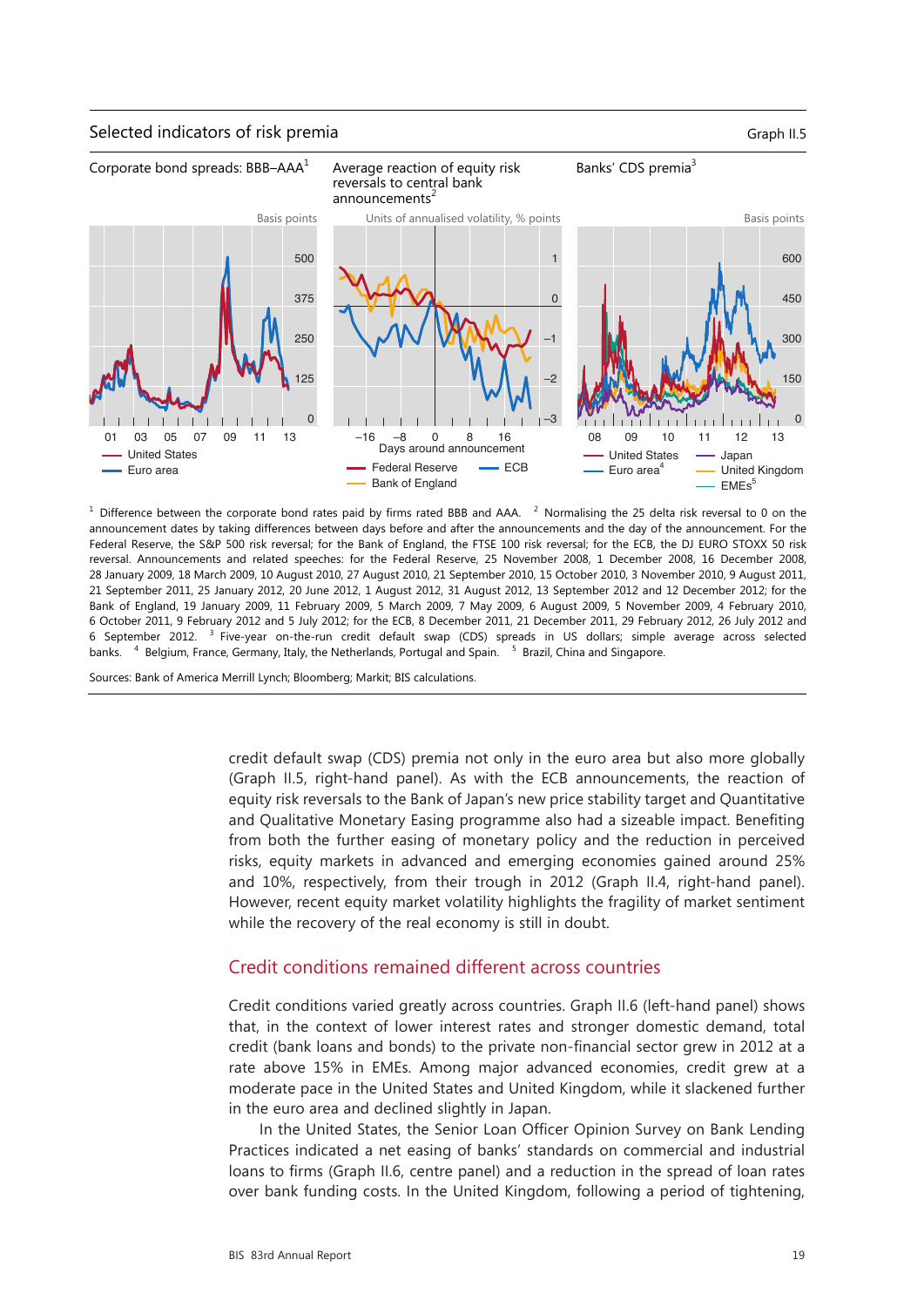Selected indicators of risk premia — Graph II.5

Corporate bond spreads: BBB–AAA[1]

Average reaction of equity risk reversals to central bank announcements[2]

Banks' CDS premia[3]

[1] Difference between the corporate bond rates paid by firms rated BBB and AAA. [2] Normalising the 25 delta risk reversal to 0 on the announcement dates by taking differences between days before and after the announcements and the day of the announcement. For the Federal Reserve, the S&P 500 risk reversal; for the Bank of England, the FTSE 100 risk reversal; for the ECB, the DJ EURO STOXX 50 risk reversal. Announcements and related speeches: for the Federal Reserve, 25 November 2008, 1 December 2008, 16 December 2008, 28 January 2009, 18 March 2009, 10 August 2010, 27 August 2010, 21 September 2010, 15 October 2010, 3 November 2010, 9 August 2011, 21 September 2011, 25 January 2012, 20 June 2012, 31 August 2012, 1 August 2012, 13 September 2012 and 12 December 2012; for the Bank of England, 19 January 2009, 11 February 2009, 5 March 2009, 7 May 2009, 6 August 2009, 5 November 2009, 4 February 2010, 6 October 2011, 9 February 2012 and 5 July 2012; for the ECB, 8 December 2011, 21 December 2011, 29 February 2012, 26 July 2012 and 6 September 2012. [3] Five-year on-the-run credit default swap (CDS) spreads in US dollars; simple average across selected banks. [4] Belgium, France, Germany, Italy, the Netherlands, Portugal and Spain. [5] Brazil, China and Singapore.

Sources: Bank of America Merrill Lynch; Bloomberg; Markit; BIS calculations.

credit default swap (CDS) premia not only in the euro area but also more globally (Graph II.5, right-hand panel). As with the ECB announcements, the reaction of equity risk reversals to the Bank of Japan's new price stability target and Quantitative and Qualitative Monetary Easing programme also had a sizeable impact. Benefiting from both the further easing of monetary policy and the reduction in perceived risks, equity markets in advanced and emerging economies gained around 25% and 10%, respectively, from their trough in 2012 (Graph II.4, right-hand panel). However, recent equity market volatility highlights the fragility of market sentiment while the recovery of the real economy is still in doubt.

## Credit conditions remained different across countries

Credit conditions varied greatly across countries. Graph II.6 (left-hand panel) shows that, in the context of lower interest rates and stronger domestic demand, total credit (bank loans and bonds) to the private non-financial sector grew in 2012 at a rate above 15% in EMEs. Among major advanced economies, credit grew at a moderate pace in the United States and United Kingdom, while it slackened further in the euro area and declined slightly in Japan.

In the United States, the Senior Loan Officer Opinion Survey on Bank Lending Practices indicated a net easing of banks' standards on commercial and industrial loans to firms (Graph II.6, centre panel) and a reduction in the spread of loan rates over bank funding costs. In the United Kingdom, following a period of tightening,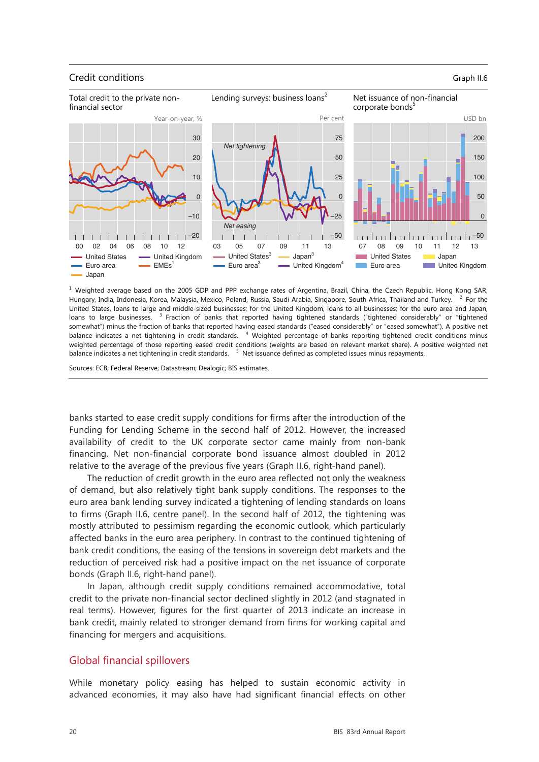## Credit conditions

Graph II.6

Total credit to the private non-financial sector

Lending surveys: business loans[2]

Net issuance of non-financial corporate bonds[5]

[1] Weighted average based on the 2005 GDP and PPP exchange rates of Argentina, Brazil, China, the Czech Republic, Hong Kong SAR, Hungary, India, Indonesia, Korea, Malaysia, Mexico, Poland, Russia, Saudi Arabia, Singapore, South Africa, Thailand and Turkey. [2] For the United States, loans to large and middle-sized businesses; for the United Kingdom, loans to all businesses; for the euro area and Japan, loans to large businesses. [3] Fraction of banks that reported having tightened standards ("tightened considerably" or "tightened somewhat") minus the fraction of banks that reported having eased standards ("eased considerably" or "eased somewhat"). A positive net balance indicates a net tightening in credit standards. [4] Weighted percentage of banks reporting tightened credit conditions minus weighted percentage of those reporting eased credit conditions (weights are based on relevant market share). A positive weighted net balance indicates a net tightening in credit standards. [5] Net issuance defined as completed issues minus repayments.

Sources: ECB; Federal Reserve; Datastream; Dealogic; BIS estimates.

banks started to ease credit supply conditions for firms after the introduction of the Funding for Lending Scheme in the second half of 2012. However, the increased availability of credit to the UK corporate sector came mainly from non-bank financing. Net non-financial corporate bond issuance almost doubled in 2012 relative to the average of the previous five years (Graph II.6, right-hand panel).

The reduction of credit growth in the euro area reflected not only the weakness of demand, but also relatively tight bank supply conditions. The responses to the euro area bank lending survey indicated a tightening of lending standards on loans to firms (Graph II.6, centre panel). In the second half of 2012, the tightening was mostly attributed to pessimism regarding the economic outlook, which particularly affected banks in the euro area periphery. In contrast to the continued tightening of bank credit conditions, the easing of the tensions in sovereign debt markets and the reduction of perceived risk had a positive impact on the net issuance of corporate bonds (Graph II.6, right-hand panel).

In Japan, although credit supply conditions remained accommodative, total credit to the private non-financial sector declined slightly in 2012 (and stagnated in real terms). However, figures for the first quarter of 2013 indicate an increase in bank credit, mainly related to stronger demand from firms for working capital and financing for mergers and acquisitions.

## Global financial spillovers

While monetary policy easing has helped to sustain economic activity in advanced economies, it may also have had significant financial effects on other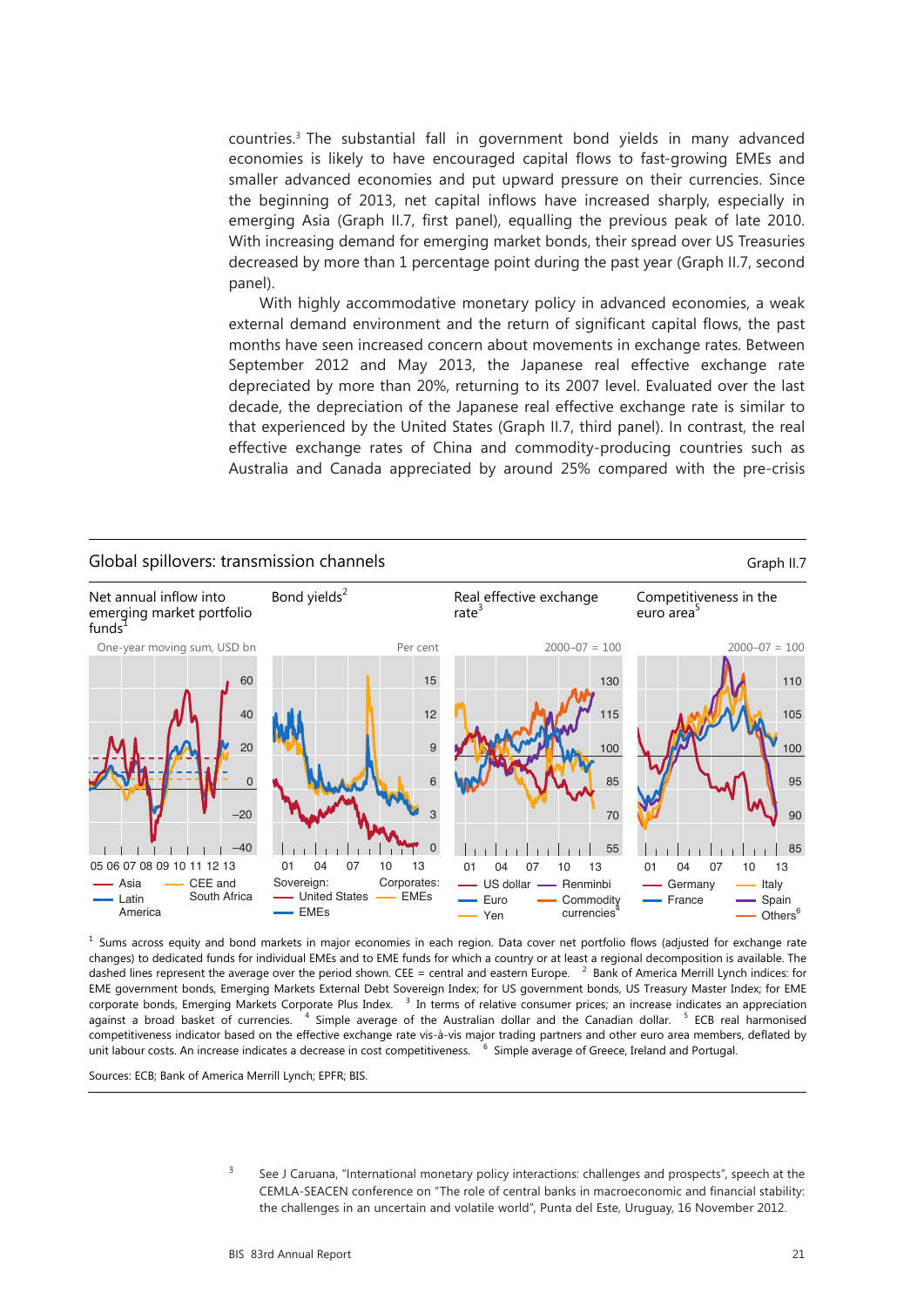countries.[3] The substantial fall in government bond yields in many advanced economies is likely to have encouraged capital flows to fast-growing EMEs and smaller advanced economies and put upward pressure on their currencies. Since the beginning of 2013, net capital inflows have increased sharply, especially in emerging Asia (Graph II.7, first panel), equalling the previous peak of late 2010. With increasing demand for emerging market bonds, their spread over US Treasuries decreased by more than 1 percentage point during the past year (Graph II.7, second panel).

With highly accommodative monetary policy in advanced economies, a weak external demand environment and the return of significant capital flows, the past months have seen increased concern about movements in exchange rates. Between September 2012 and May 2013, the Japanese real effective exchange rate depreciated by more than 20%, returning to its 2007 level. Evaluated over the last decade, the depreciation of the Japanese real effective exchange rate is similar to that experienced by the United States (Graph II.7, third panel). In contrast, the real effective exchange rates of China and commodity-producing countries such as Australia and Canada appreciated by around 25% compared with the pre-crisis

**Global spillovers: transmission channels** — Graph II.7

Net annual inflow into emerging market portfolio funds[1] — One-year moving sum, USD bn. Legend: Asia; CEE and South Africa; Latin America.

Bond yields[2] — Per cent. Legend: Sovereign: United States; EMEs. Corporates: EMEs.

Real effective exchange rate[3] — 2000–07 = 100. Legend: US dollar; Euro; Yen; Renminbi; Commodity currencies[4].

Competitiveness in the euro area[5] — 2000–07 = 100. Legend: Germany; France; Italy; Spain; Others[6].

[1] Sums across equity and bond markets in major economies in each region. Data cover net portfolio flows (adjusted for exchange rate changes) to dedicated funds for individual EMEs and to EME funds for which a country or at least a regional decomposition is available. The dashed lines represent the average over the period shown. CEE = central and eastern Europe. [2] Bank of America Merrill Lynch indices: for EME government bonds, Emerging Markets External Debt Sovereign Index; for US government bonds, US Treasury Master Index; for EME corporate bonds, Emerging Markets Corporate Plus Index. [3] In terms of relative consumer prices; an increase indicates an appreciation against a broad basket of currencies. [4] Simple average of the Australian dollar and the Canadian dollar. [5] ECB real harmonised competitiveness indicator based on the effective exchange rate vis-à-vis major trading partners and other euro area members, deflated by unit labour costs. An increase indicates a decrease in cost competitiveness. [6] Simple average of Greece, Ireland and Portugal.

Sources: ECB; Bank of America Merrill Lynch; EPFR; BIS.

[3] See J Caruana, "International monetary policy interactions: challenges and prospects", speech at the CEMLA-SEACEN conference on "The role of central banks in macroeconomic and financial stability: the challenges in an uncertain and volatile world", Punta del Este, Uruguay, 16 November 2012.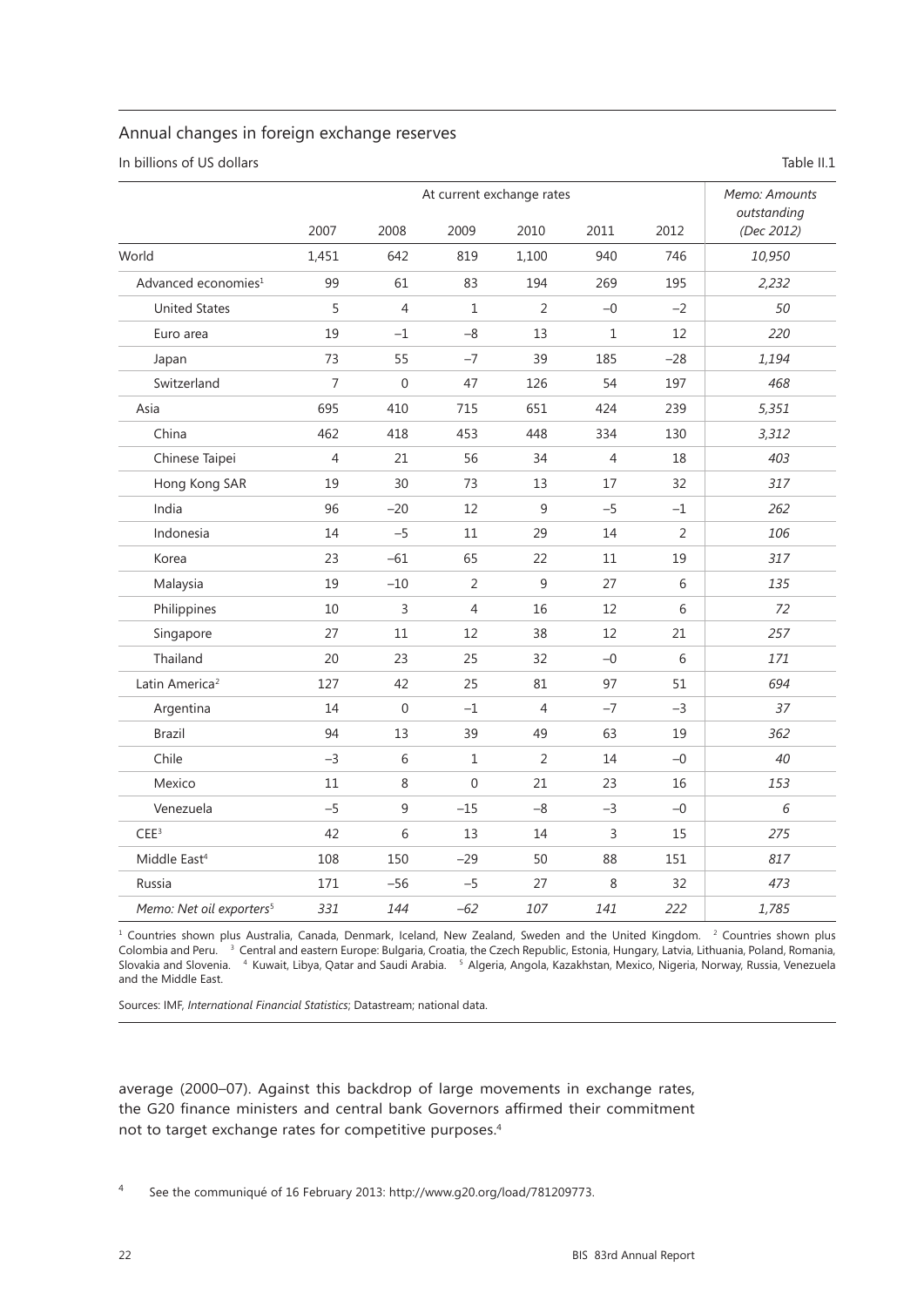## Annual changes in foreign exchange reserves

In billions of US dollars

Table II.1

| | At current exchange rates | | | | | | Memo: Amounts outstanding |
|---|---|---|---|---|---|---|---|
| | 2007 | 2008 | 2009 | 2010 | 2011 | 2012 | (Dec 2012) |
| World | 1,451 | 642 | 819 | 1,100 | 940 | 746 | *10,950* |
| Advanced economies[1] | 99 | 61 | 83 | 194 | 269 | 195 | *2,232* |
| United States | 5 | 4 | 1 | 2 | –0 | –2 | *50* |
| Euro area | 19 | –1 | –8 | 13 | 1 | 12 | *220* |
| Japan | 73 | 55 | –7 | 39 | 185 | –28 | *1,194* |
| Switzerland | 7 | 0 | 47 | 126 | 54 | 197 | *468* |
| Asia | 695 | 410 | 715 | 651 | 424 | 239 | *5,351* |
| China | 462 | 418 | 453 | 448 | 334 | 130 | *3,312* |
| Chinese Taipei | 4 | 21 | 56 | 34 | 4 | 18 | *403* |
| Hong Kong SAR | 19 | 30 | 73 | 13 | 17 | 32 | *317* |
| India | 96 | –20 | 12 | 9 | –5 | –1 | *262* |
| Indonesia | 14 | –5 | 11 | 29 | 14 | 2 | *106* |
| Korea | 23 | –61 | 65 | 22 | 11 | 19 | *317* |
| Malaysia | 19 | –10 | 2 | 9 | 27 | 6 | *135* |
| Philippines | 10 | 3 | 4 | 16 | 12 | 6 | *72* |
| Singapore | 27 | 11 | 12 | 38 | 12 | 21 | *257* |
| Thailand | 20 | 23 | 25 | 32 | –0 | 6 | *171* |
| Latin America[2] | 127 | 42 | 25 | 81 | 97 | 51 | *694* |
| Argentina | 14 | 0 | –1 | 4 | –7 | –3 | *37* |
| Brazil | 94 | 13 | 39 | 49 | 63 | 19 | *362* |
| Chile | –3 | 6 | 1 | 2 | 14 | –0 | *40* |
| Mexico | 11 | 8 | 0 | 21 | 23 | 16 | *153* |
| Venezuela | –5 | 9 | –15 | –8 | –3 | –0 | *6* |
| CEE[3] | 42 | 6 | 13 | 14 | 3 | 15 | *275* |
| Middle East[4] | 108 | 150 | –29 | 50 | 88 | 151 | *817* |
| Russia | 171 | –56 | –5 | 27 | 8 | 32 | *473* |
| *Memo: Net oil exporters*[5] | *331* | *144* | *–62* | *107* | *141* | *222* | *1,785* |

[1] Countries shown plus Australia, Canada, Denmark, Iceland, New Zealand, Sweden and the United Kingdom. [2] Countries shown plus Colombia and Peru. [3] Central and eastern Europe: Bulgaria, Croatia, the Czech Republic, Estonia, Hungary, Latvia, Lithuania, Poland, Romania, Slovakia and Slovenia. [4] Kuwait, Libya, Qatar and Saudi Arabia. [5] Algeria, Angola, Kazakhstan, Mexico, Nigeria, Norway, Russia, Venezuela and the Middle East.

Sources: IMF, *International Financial Statistics*; Datastream; national data.

average (2000–07). Against this backdrop of large movements in exchange rates, the G20 finance ministers and central bank Governors affirmed their commitment not to target exchange rates for competitive purposes.[4]

[4] See the communiqué of 16 February 2013: http://www.g20.org/load/781209773.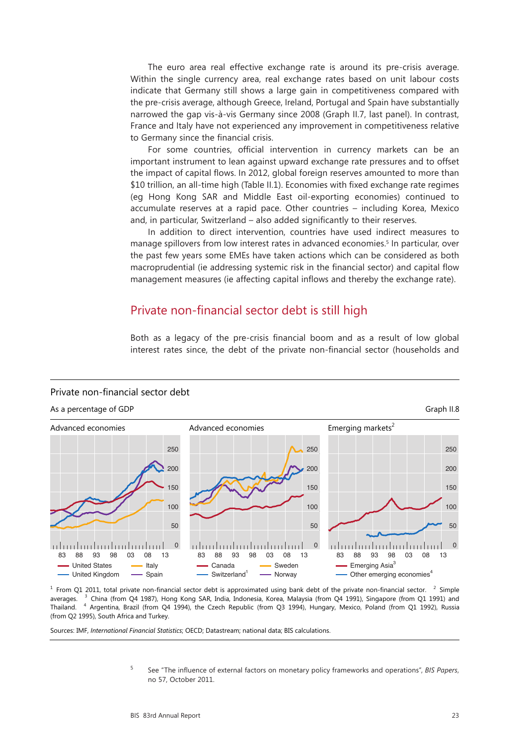The euro area real effective exchange rate is around its pre-crisis average. Within the single currency area, real exchange rates based on unit labour costs indicate that Germany still shows a large gain in competitiveness compared with the pre-crisis average, although Greece, Ireland, Portugal and Spain have substantially narrowed the gap vis-à-vis Germany since 2008 (Graph II.7, last panel). In contrast, France and Italy have not experienced any improvement in competitiveness relative to Germany since the financial crisis.

For some countries, official intervention in currency markets can be an important instrument to lean against upward exchange rate pressures and to offset the impact of capital flows. In 2012, global foreign reserves amounted to more than $10 trillion, an all-time high (Table II.1). Economies with fixed exchange rate regimes (eg Hong Kong SAR and Middle East oil-exporting economies) continued to accumulate reserves at a rapid pace. Other countries – including Korea, Mexico and, in particular, Switzerland – also added significantly to their reserves.

In addition to direct intervention, countries have used indirect measures to manage spillovers from low interest rates in advanced economies.[5] In particular, over the past few years some EMEs have taken actions which can be considered as both macroprudential (ie addressing systemic risk in the financial sector) and capital flow management measures (ie affecting capital inflows and thereby the exchange rate).

## Private non-financial sector debt is still high

Both as a legacy of the pre-crisis financial boom and as a result of low global interest rates since, the debt of the private non-financial sector (households and

**Private non-financial sector debt**

As a percentage of GDP — Graph II.8

Advanced economies: United States, United Kingdom, Italy, Spain

Advanced economies: Canada, Switzerland[1], Sweden, Norway

Emerging markets[2]: Emerging Asia[3], Other emerging economies[4]

[1] From Q1 2011, total private non-financial sector debt is approximated using bank debt of the private non-financial sector. [2] Simple averages. [3] China (from Q4 1987), Hong Kong SAR, India, Indonesia, Korea, Malaysia (from Q4 1991), Singapore (from Q1 1991) and Thailand. [4] Argentina, Brazil (from Q4 1994), the Czech Republic (from Q3 1994), Hungary, Mexico, Poland (from Q1 1992), Russia (from Q2 1995), South Africa and Turkey.

Sources: IMF, *International Financial Statistics*; OECD; Datastream; national data; BIS calculations.

[5] See "The influence of external factors on monetary policy frameworks and operations", *BIS Papers*, no 57, October 2011.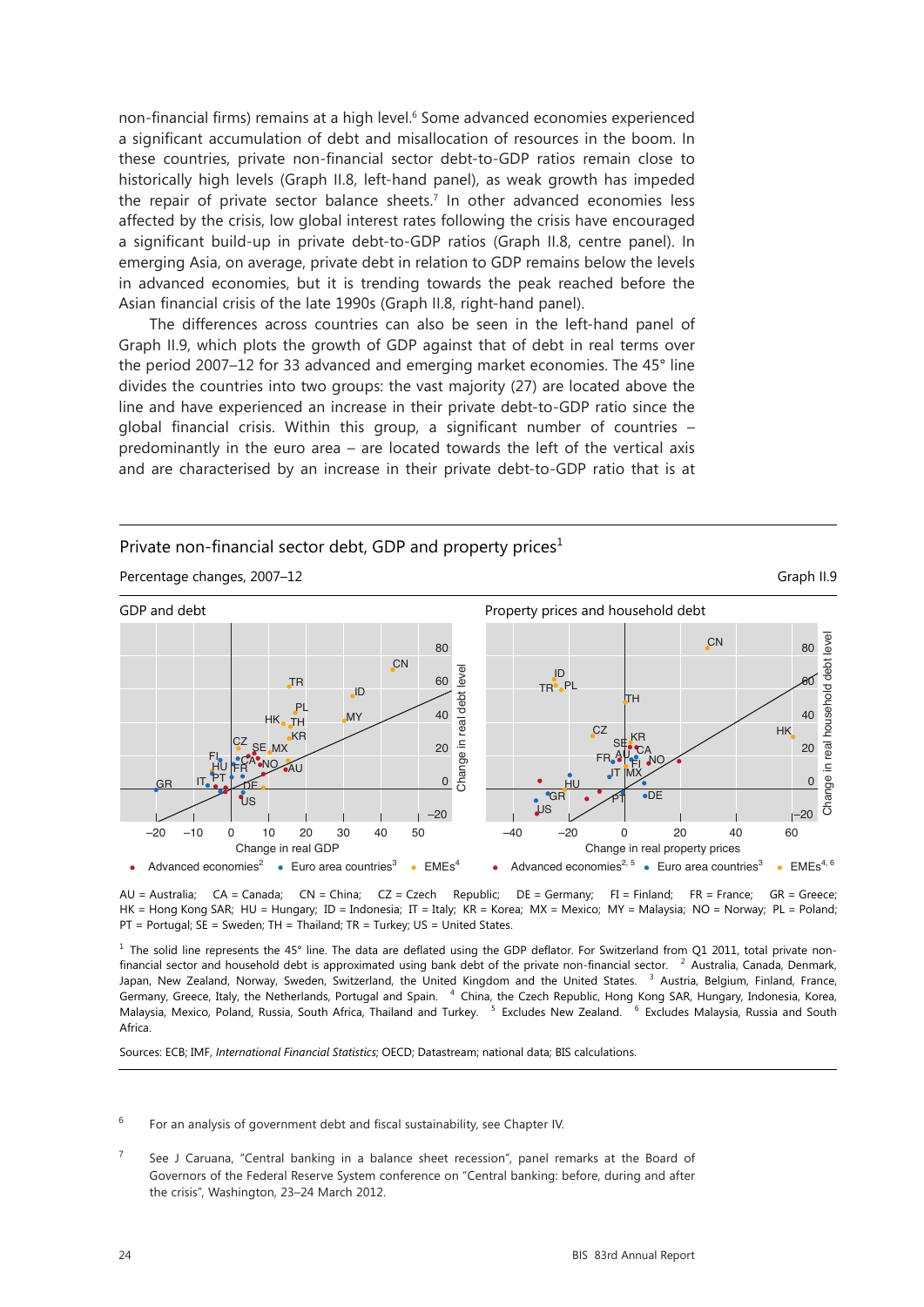non-financial firms) remains at a high level.[6] Some advanced economies experienced a significant accumulation of debt and misallocation of resources in the boom. In these countries, private non-financial sector debt-to-GDP ratios remain close to historically high levels (Graph II.8, left-hand panel), as weak growth has impeded the repair of private sector balance sheets.[7] In other advanced economies less affected by the crisis, low global interest rates following the crisis have encouraged a significant build-up in private debt-to-GDP ratios (Graph II.8, centre panel). In emerging Asia, on average, private debt in relation to GDP remains below the levels in advanced economies, but it is trending towards the peak reached before the Asian financial crisis of the late 1990s (Graph II.8, right-hand panel).

The differences across countries can also be seen in the left-hand panel of Graph II.9, which plots the growth of GDP against that of debt in real terms over the period 2007–12 for 33 advanced and emerging market economies. The 45° line divides the countries into two groups: the vast majority (27) are located above the line and have experienced an increase in their private debt-to-GDP ratio since the global financial crisis. Within this group, a significant number of countries – predominantly in the euro area – are located towards the left of the vertical axis and are characterised by an increase in their private debt-to-GDP ratio that is at

## Private non-financial sector debt, GDP and property prices[1]

Percentage changes, 2007–12 — Graph II.9

GDP and debt | Property prices and household debt

Change in real GDP (x-axis), Change in real debt level (y-axis) | Change in real property prices (x-axis), Change in real household debt level (y-axis)

● Advanced economies[2] ● Euro area countries[3] ● EMEs[4] | ● Advanced economies[2, 5] ● Euro area countries[3] ● EMEs[4, 6]

AU = Australia; CA = Canada; CN = China; CZ = Czech Republic; DE = Germany; FI = Finland; FR = France; GR = Greece; HK = Hong Kong SAR; HU = Hungary; ID = Indonesia; IT = Italy; KR = Korea; MX = Mexico; MY = Malaysia; NO = Norway; PL = Poland; PT = Portugal; SE = Sweden; TH = Thailand; TR = Turkey; US = United States.

[1] The solid line represents the 45° line. The data are deflated using the GDP deflator. For Switzerland from Q1 2011, total private non-financial sector and household debt is approximated using bank debt of the private non-financial sector. [2] Australia, Canada, Denmark, Japan, New Zealand, Norway, Sweden, Switzerland, the United Kingdom and the United States. [3] Austria, Belgium, Finland, France, Germany, Greece, Italy, the Netherlands, Portugal and Spain. [4] China, the Czech Republic, Hong Kong SAR, Hungary, Indonesia, Korea, Malaysia, Mexico, Poland, Russia, South Africa, Thailand and Turkey. [5] Excludes New Zealand. [6] Excludes Malaysia, Russia and South Africa.

Sources: ECB; IMF, *International Financial Statistics*; OECD; Datastream; national data; BIS calculations.

[6] For an analysis of government debt and fiscal sustainability, see Chapter IV.

[7] See J Caruana, "Central banking in a balance sheet recession", panel remarks at the Board of Governors of the Federal Reserve System conference on "Central banking: before, during and after the crisis", Washington, 23–24 March 2012.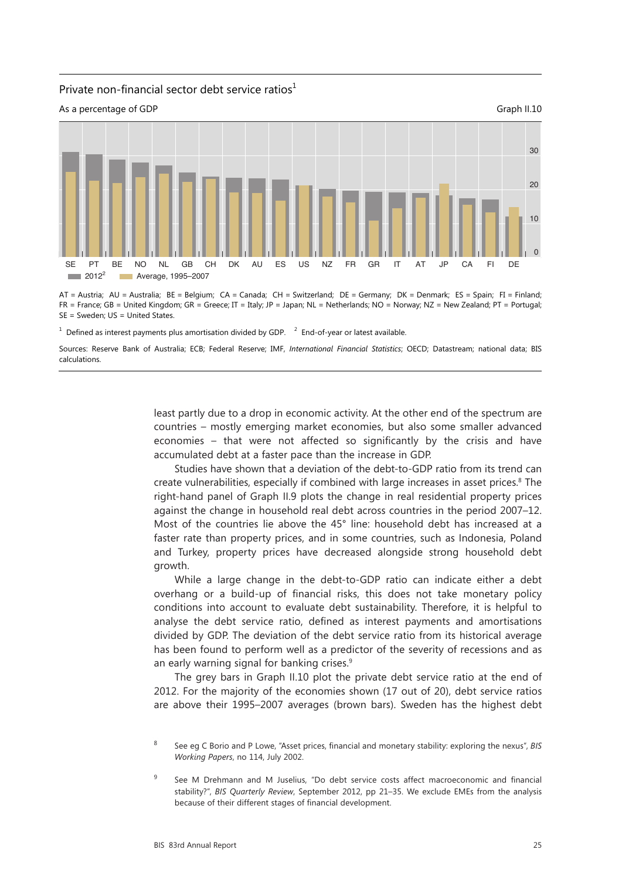Private non-financial sector debt service ratios[1]

As a percentage of GDP

Graph II.10

AT = Austria; AU = Australia; BE = Belgium; CA = Canada; CH = Switzerland; DE = Germany; DK = Denmark; ES = Spain; FI = Finland; FR = France; GB = United Kingdom; GR = Greece; IT = Italy; JP = Japan; NL = Netherlands; NO = Norway; NZ = New Zealand; PT = Portugal; SE = Sweden; US = United States.

[1] Defined as interest payments plus amortisation divided by GDP. [2] End-of-year or latest available.

Sources: Reserve Bank of Australia; ECB; Federal Reserve; IMF, *International Financial Statistics*; OECD; Datastream; national data; BIS calculations.

least partly due to a drop in economic activity. At the other end of the spectrum are countries – mostly emerging market economies, but also some smaller advanced economies – that were not affected so significantly by the crisis and have accumulated debt at a faster pace than the increase in GDP.

Studies have shown that a deviation of the debt-to-GDP ratio from its trend can create vulnerabilities, especially if combined with large increases in asset prices.[8] The right-hand panel of Graph II.9 plots the change in real residential property prices against the change in household real debt across countries in the period 2007–12. Most of the countries lie above the 45° line: household debt has increased at a faster rate than property prices, and in some countries, such as Indonesia, Poland and Turkey, property prices have decreased alongside strong household debt growth.

While a large change in the debt-to-GDP ratio can indicate either a debt overhang or a build-up of financial risks, this does not take monetary policy conditions into account to evaluate debt sustainability. Therefore, it is helpful to analyse the debt service ratio, defined as interest payments and amortisations divided by GDP. The deviation of the debt service ratio from its historical average has been found to perform well as a predictor of the severity of recessions and as an early warning signal for banking crises.[9]

The grey bars in Graph II.10 plot the private debt service ratio at the end of 2012. For the majority of the economies shown (17 out of 20), debt service ratios are above their 1995–2007 averages (brown bars). Sweden has the highest debt

[8] See eg C Borio and P Lowe, "Asset prices, financial and monetary stability: exploring the nexus", *BIS Working Papers*, no 114, July 2002.

[9] See M Drehmann and M Juselius, "Do debt service costs affect macroeconomic and financial stability?", *BIS Quarterly Review*, September 2012, pp 21–35. We exclude EMEs from the analysis because of their different stages of financial development.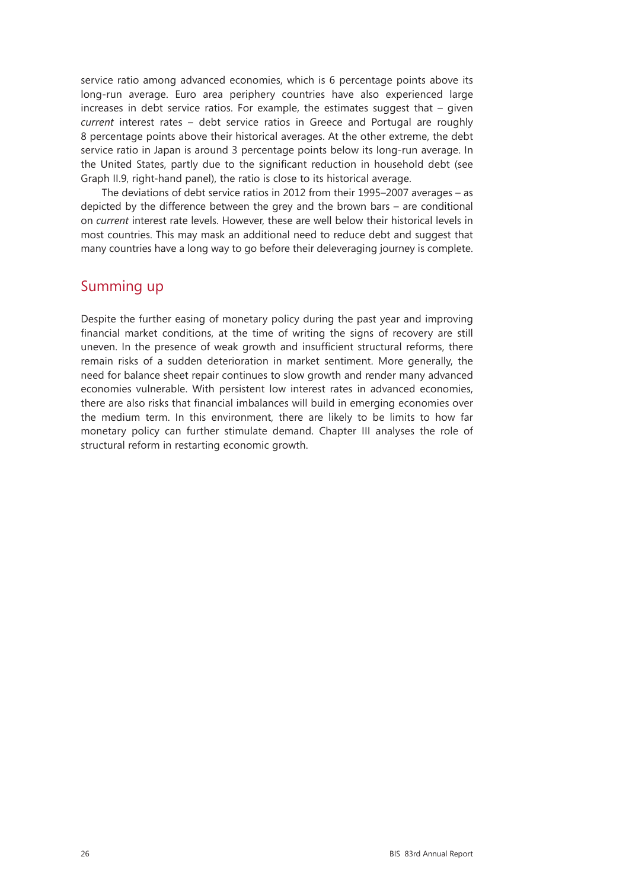service ratio among advanced economies, which is 6 percentage points above its long-run average. Euro area periphery countries have also experienced large increases in debt service ratios. For example, the estimates suggest that – given *current* interest rates – debt service ratios in Greece and Portugal are roughly 8 percentage points above their historical averages. At the other extreme, the debt service ratio in Japan is around 3 percentage points below its long-run average. In the United States, partly due to the significant reduction in household debt (see Graph II.9, right-hand panel), the ratio is close to its historical average.

The deviations of debt service ratios in 2012 from their 1995–2007 averages – as depicted by the difference between the grey and the brown bars – are conditional on *current* interest rate levels. However, these are well below their historical levels in most countries. This may mask an additional need to reduce debt and suggest that many countries have a long way to go before their deleveraging journey is complete.

## Summing up

Despite the further easing of monetary policy during the past year and improving financial market conditions, at the time of writing the signs of recovery are still uneven. In the presence of weak growth and insufficient structural reforms, there remain risks of a sudden deterioration in market sentiment. More generally, the need for balance sheet repair continues to slow growth and render many advanced economies vulnerable. With persistent low interest rates in advanced economies, there are also risks that financial imbalances will build in emerging economies over the medium term. In this environment, there are likely to be limits to how far monetary policy can further stimulate demand. Chapter III analyses the role of structural reform in restarting economic growth.